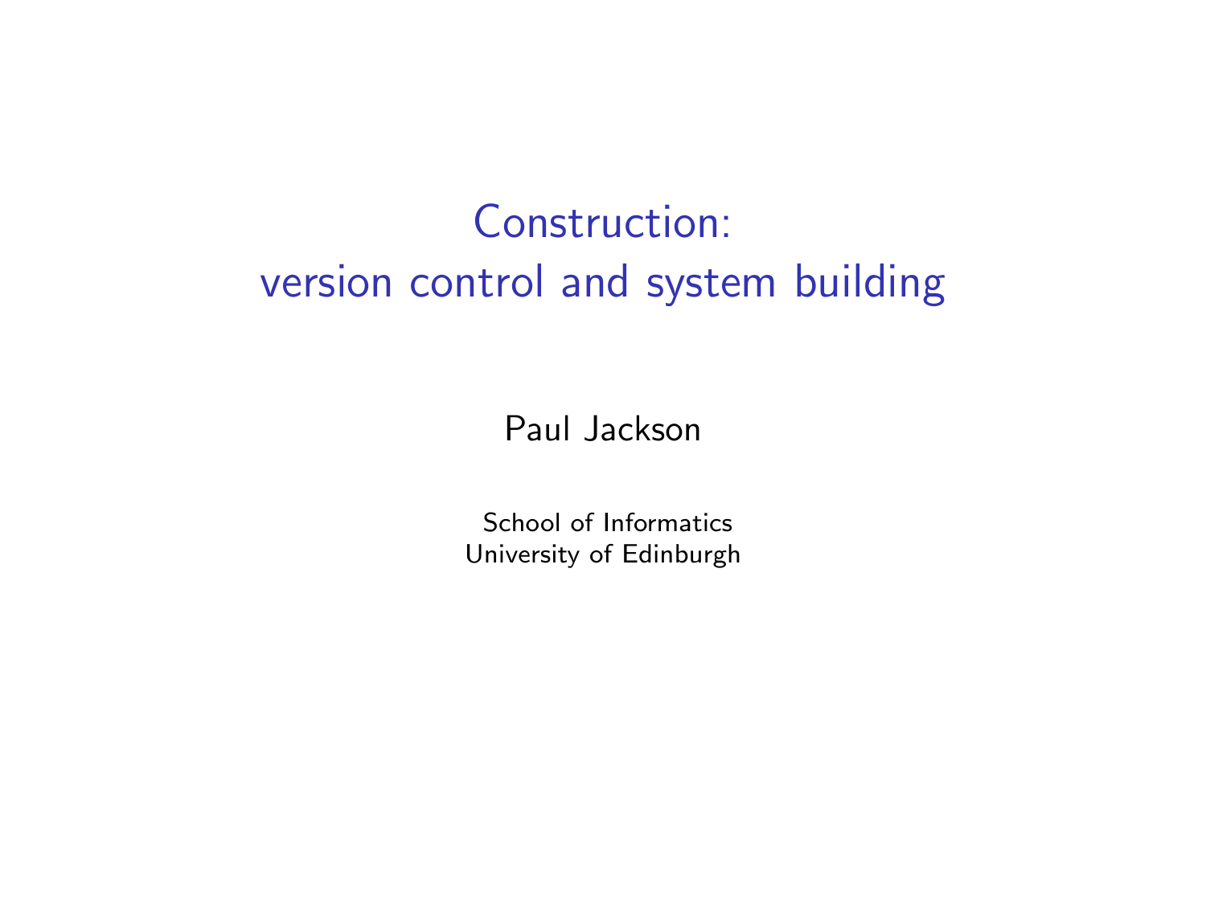# Construction: version control and system building

Paul Jackson

School of Informatics
University of Edinburgh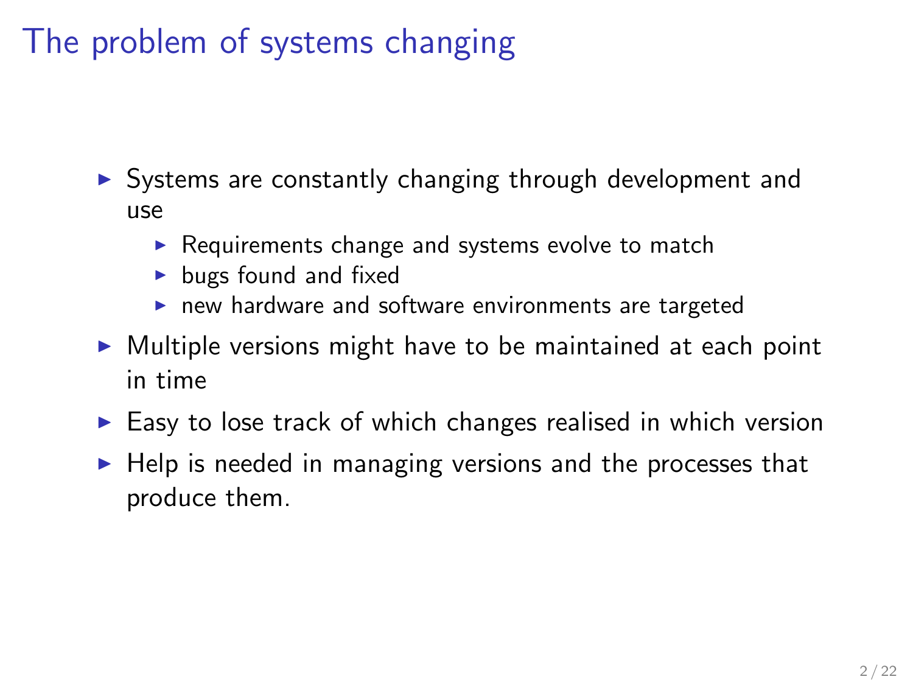# The problem of systems changing

- Systems are constantly changing through development and use
  - Requirements change and systems evolve to match
  - bugs found and fixed
  - new hardware and software environments are targeted
- Multiple versions might have to be maintained at each point in time
- Easy to lose track of which changes realised in which version
- Help is needed in managing versions and the processes that produce them.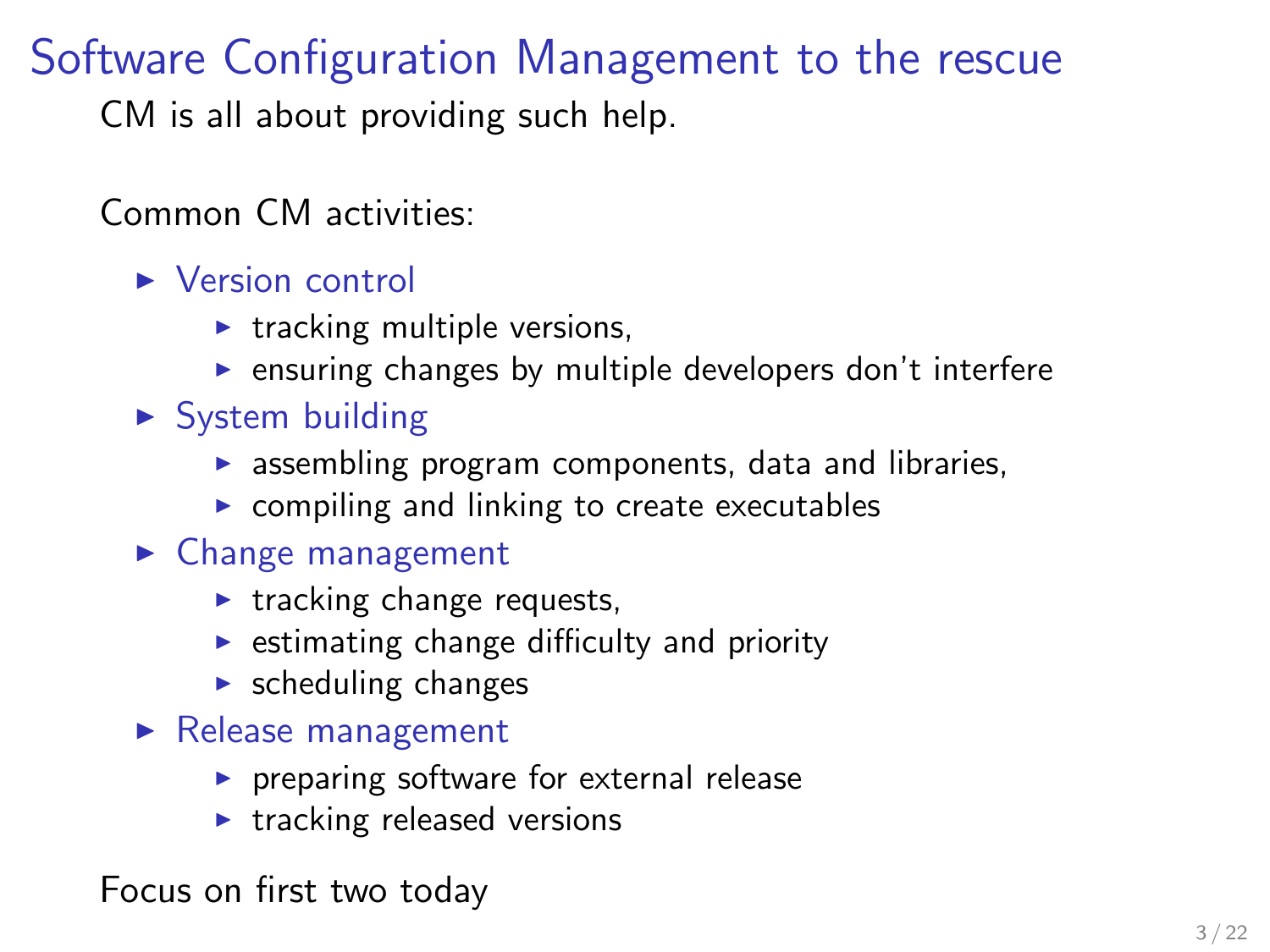# Software Configuration Management to the rescue

CM is all about providing such help.

Common CM activities:

- Version control
  - tracking multiple versions,
  - ensuring changes by multiple developers don't interfere
- System building
  - assembling program components, data and libraries,
  - compiling and linking to create executables
- Change management
  - tracking change requests,
  - estimating change difficulty and priority
  - scheduling changes
- Release management
  - preparing software for external release
  - tracking released versions

Focus on first two today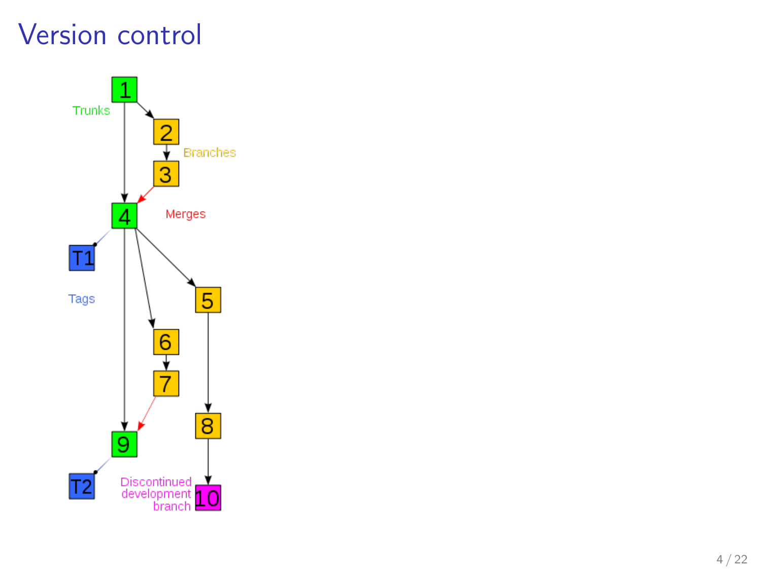# Version control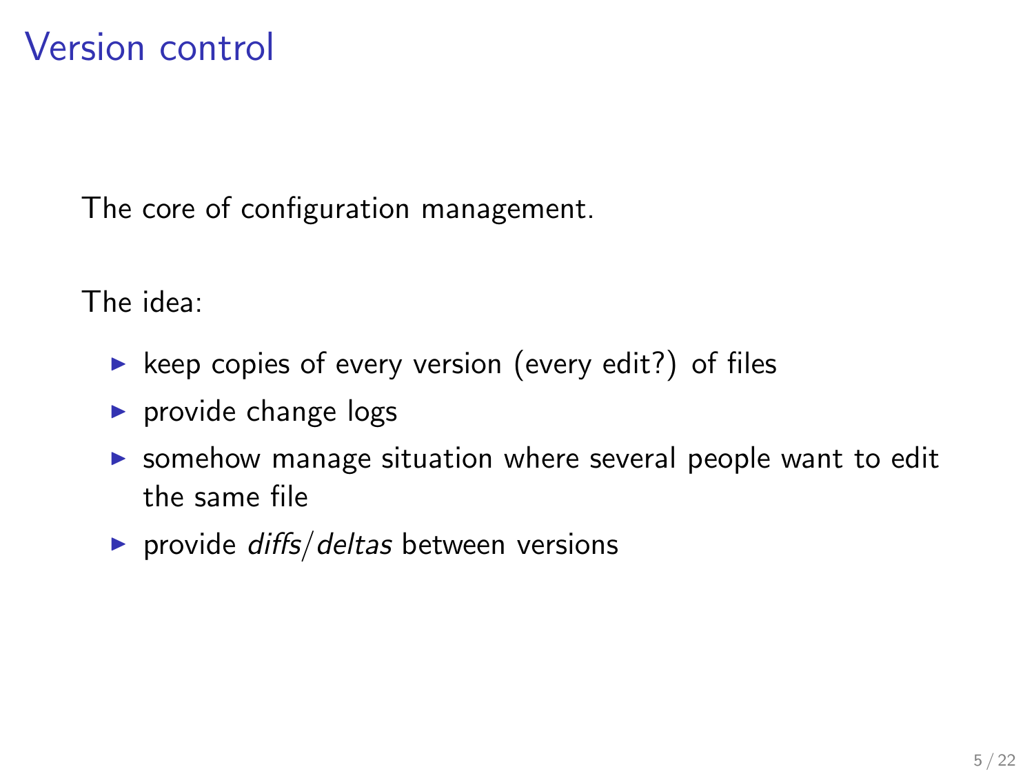# Version control

The core of configuration management.

The idea:

- keep copies of every version (every edit?) of files
- provide change logs
- somehow manage situation where several people want to edit the same file
- provide *diffs*/*deltas* between versions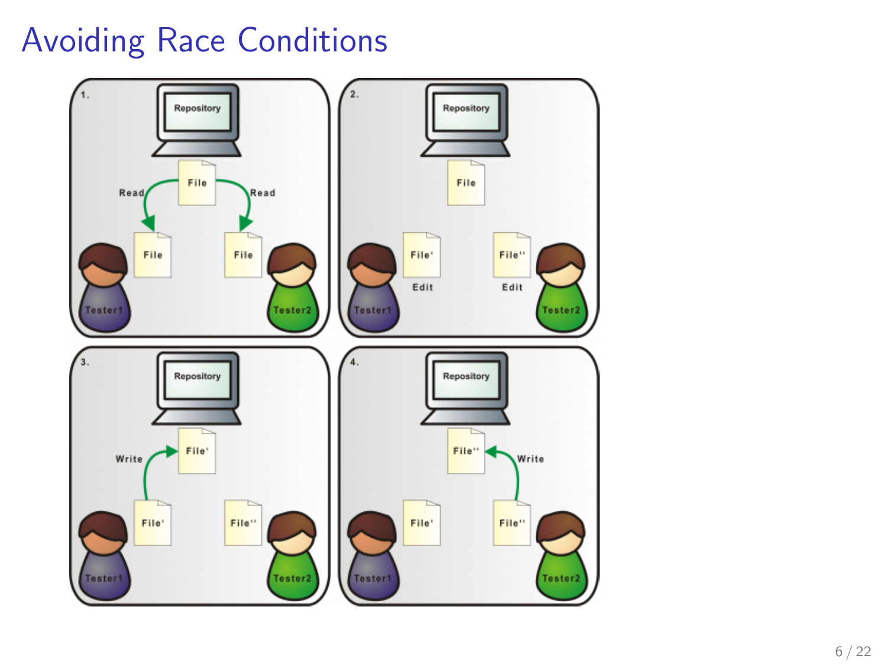# Avoiding Race Conditions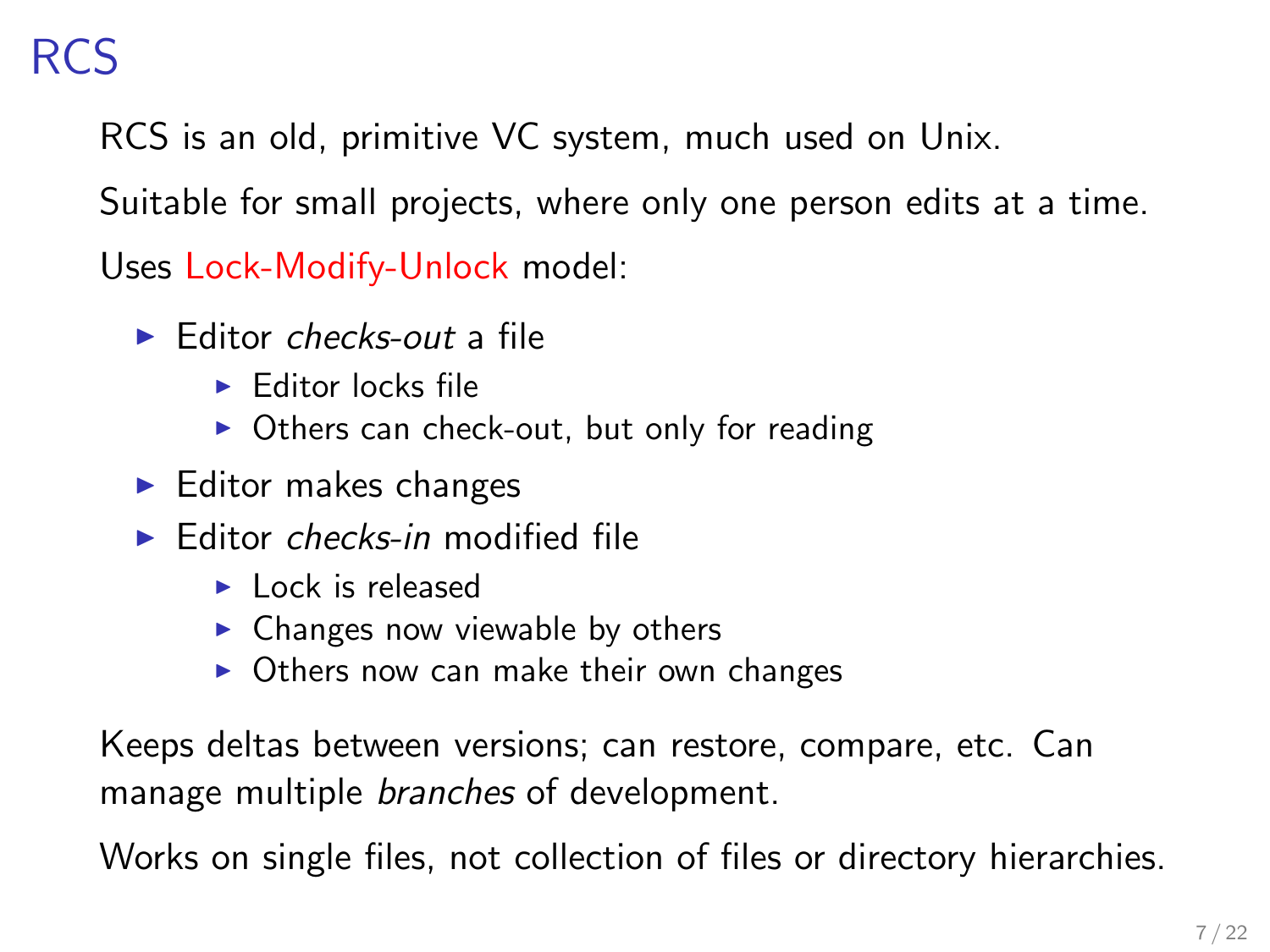# RCS

RCS is an old, primitive VC system, much used on Unix.

Suitable for small projects, where only one person edits at a time.

Uses Lock-Modify-Unlock model:

- Editor *checks-out* a file
  - Editor locks file
  - Others can check-out, but only for reading
- Editor makes changes
- Editor *checks-in* modified file
  - Lock is released
  - Changes now viewable by others
  - Others now can make their own changes

Keeps deltas between versions; can restore, compare, etc. Can manage multiple *branches* of development.

Works on single files, not collection of files or directory hierarchies.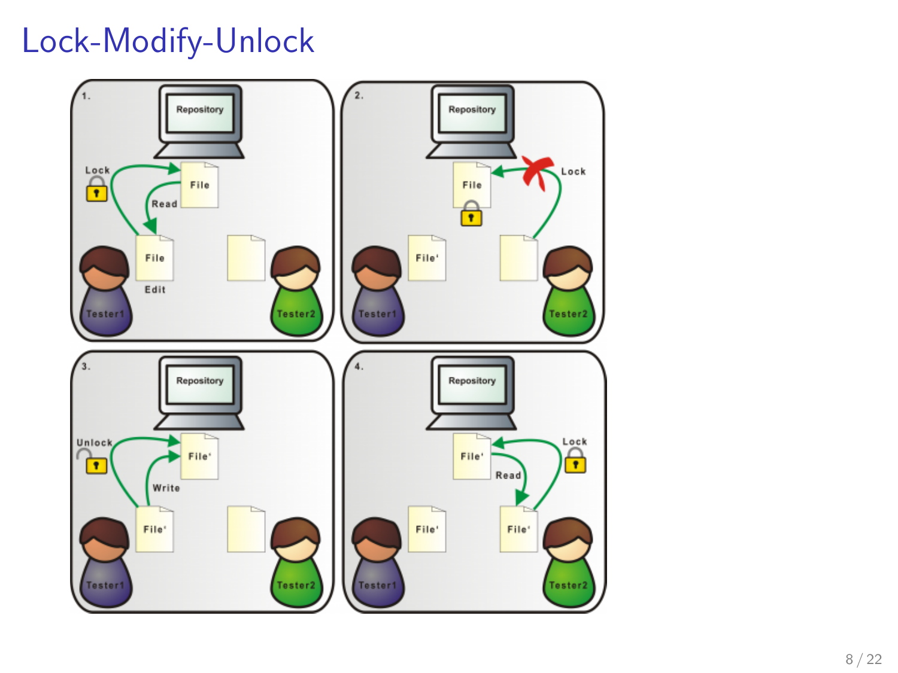# Lock-Modify-Unlock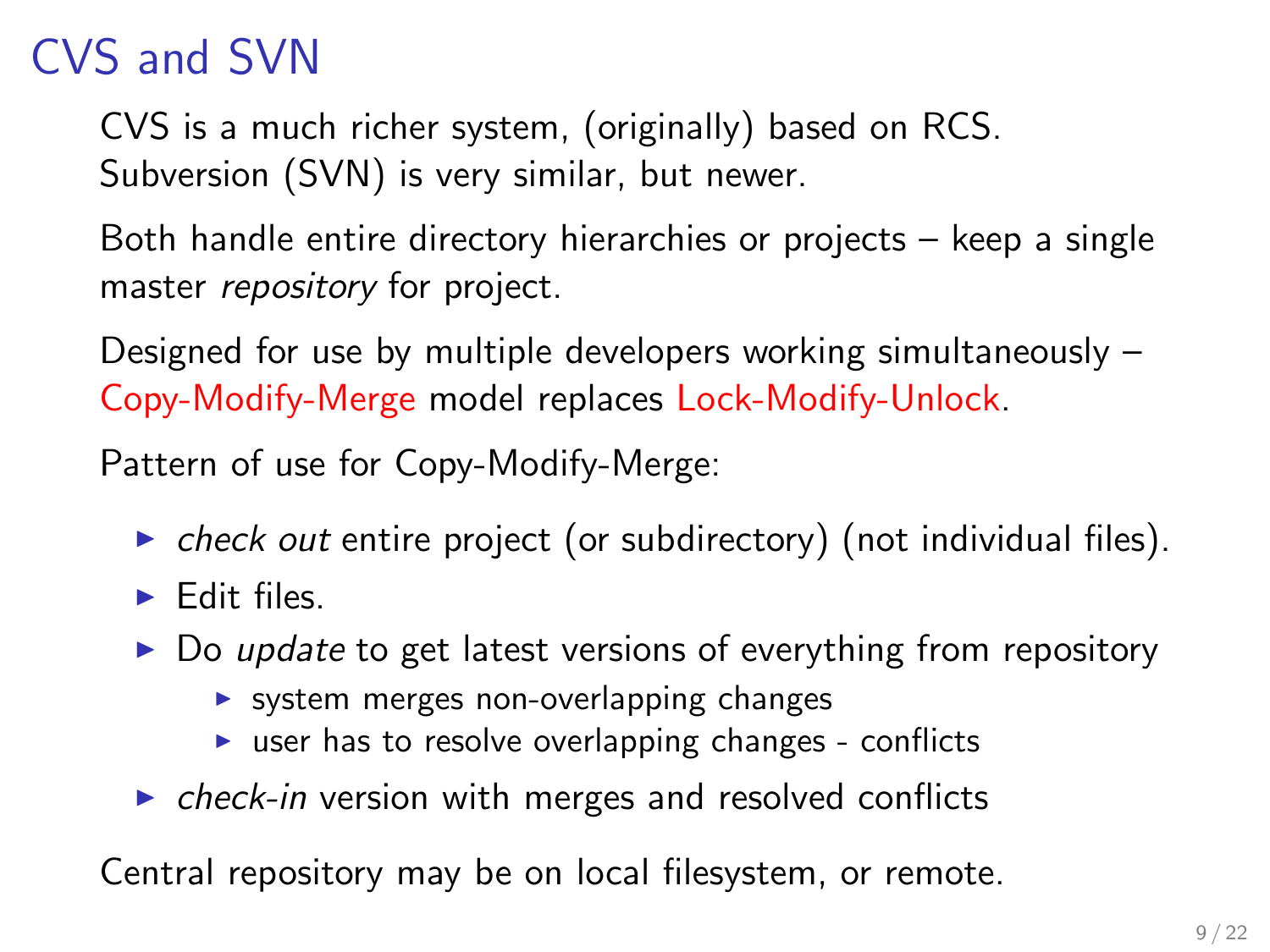# CVS and SVN

CVS is a much richer system, (originally) based on RCS.
Subversion (SVN) is very similar, but newer.

Both handle entire directory hierarchies or projects – keep a single master *repository* for project.

Designed for use by multiple developers working simultaneously – Copy-Modify-Merge model replaces Lock-Modify-Unlock.

Pattern of use for Copy-Modify-Merge:

- *check out* entire project (or subdirectory) (not individual files).
- Edit files.
- Do *update* to get latest versions of everything from repository
  - system merges non-overlapping changes
  - user has to resolve overlapping changes - conflicts
- *check-in* version with merges and resolved conflicts

Central repository may be on local filesystem, or remote.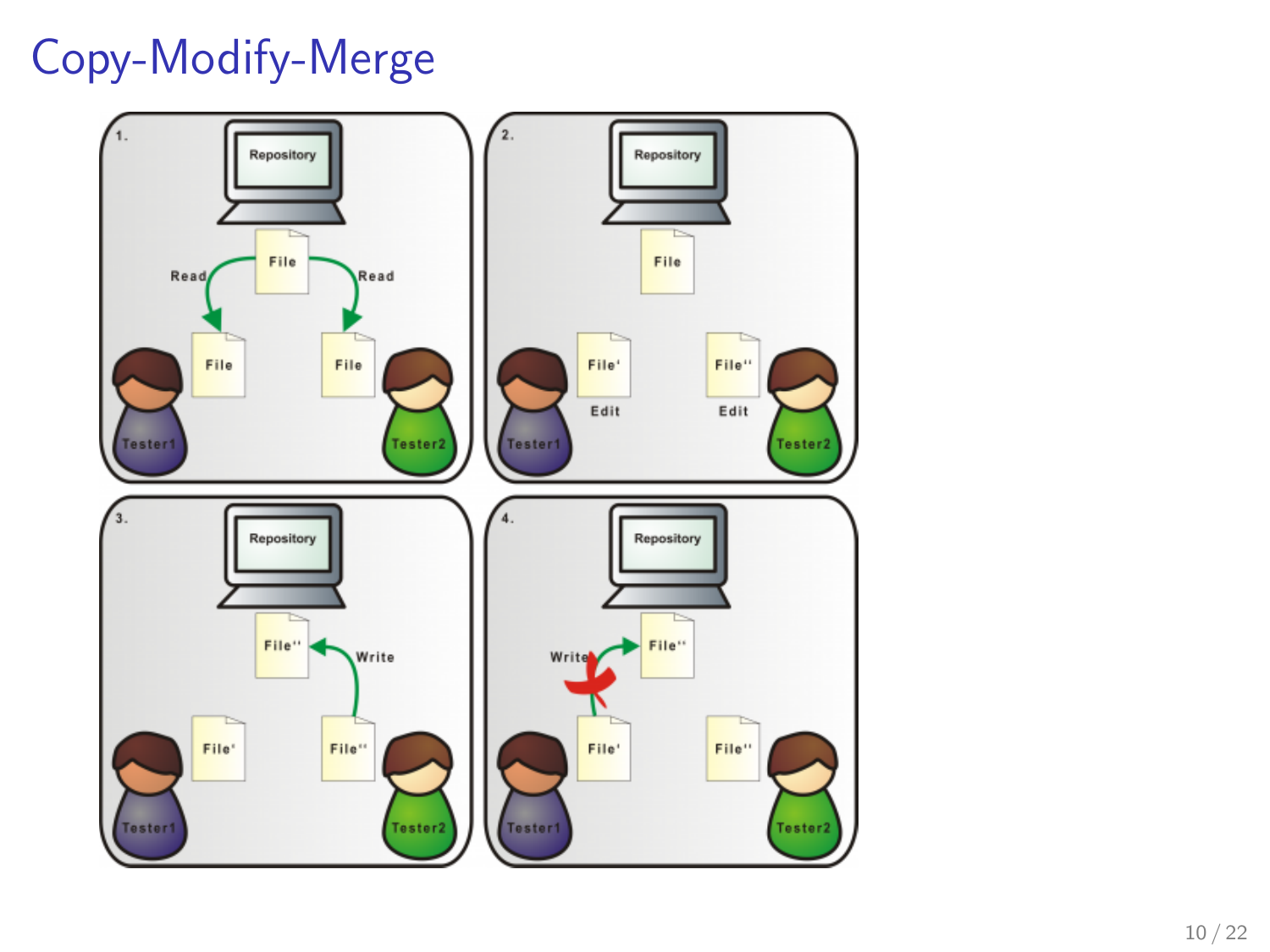# Copy-Modify-Merge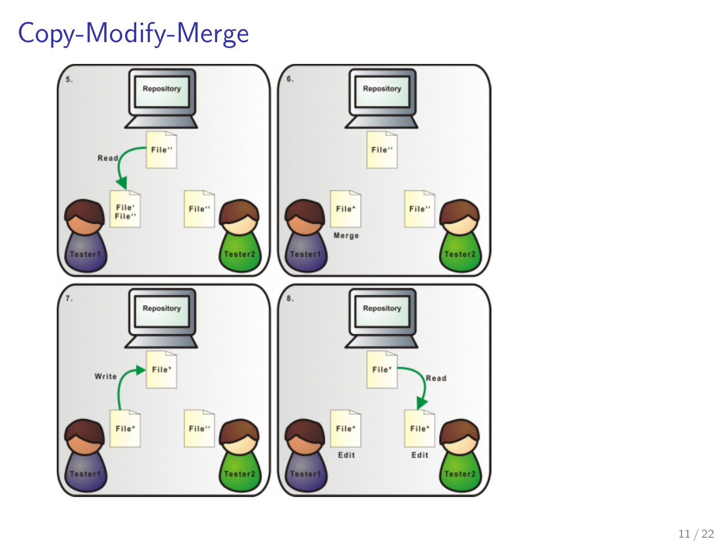# Copy-Modify-Merge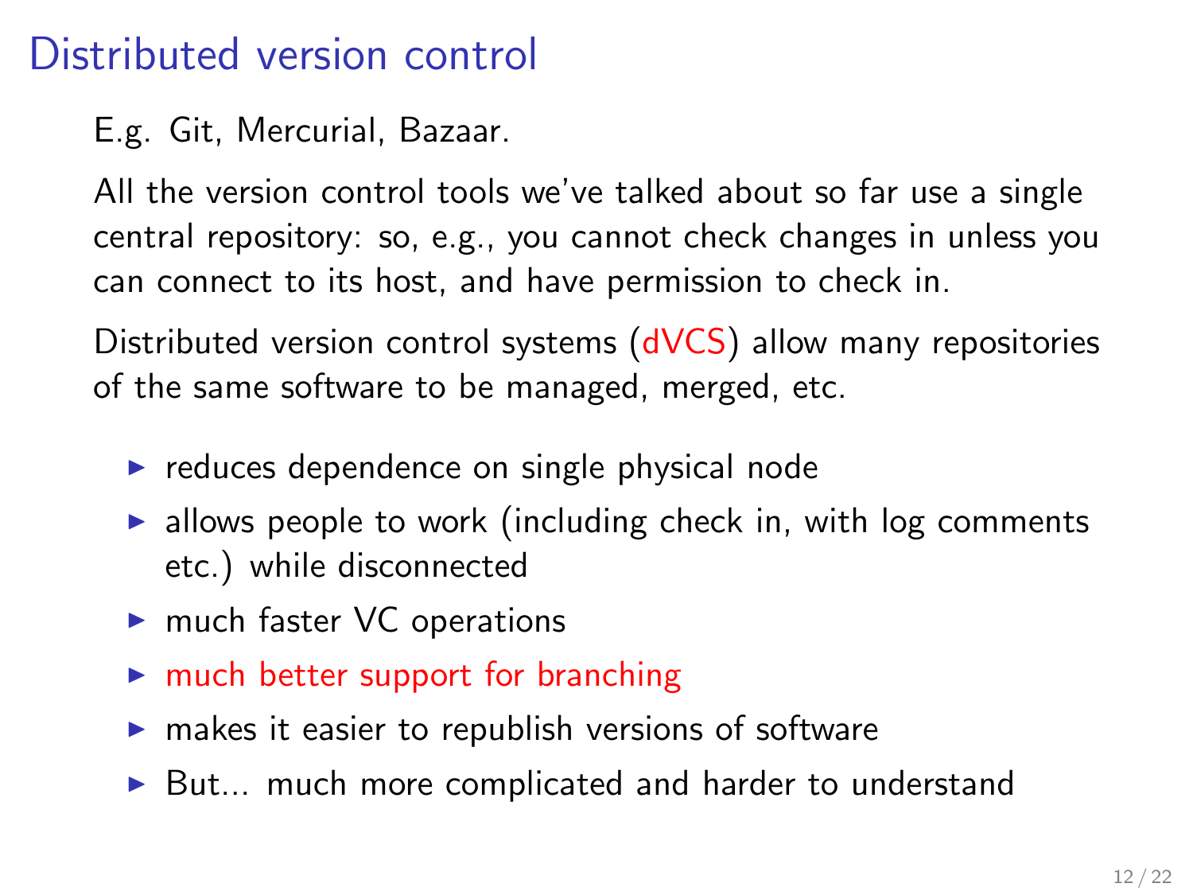# Distributed version control

E.g. Git, Mercurial, Bazaar.

All the version control tools we've talked about so far use a single central repository: so, e.g., you cannot check changes in unless you can connect to its host, and have permission to check in.

Distributed version control systems (dVCS) allow many repositories of the same software to be managed, merged, etc.

- reduces dependence on single physical node
- allows people to work (including check in, with log comments etc.) while disconnected
- much faster VC operations
- much better support for branching
- makes it easier to republish versions of software
- But... much more complicated and harder to understand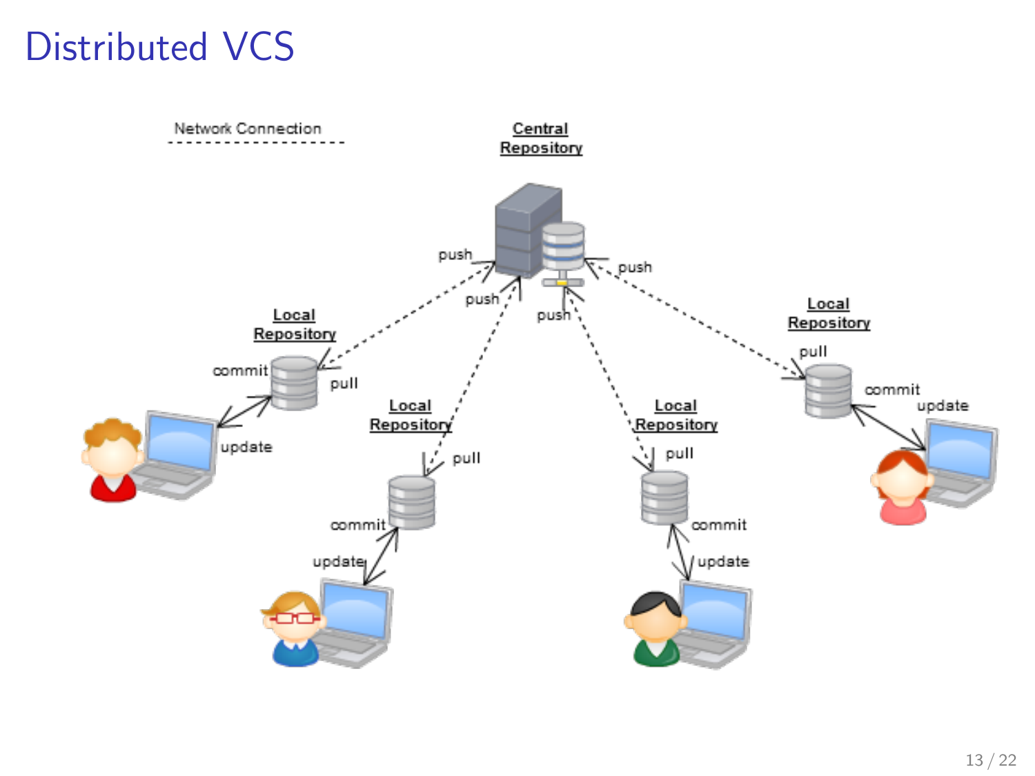# Distributed VCS

Network Connection

**Central Repository**

push

push

push

push

**Local Repository**

commit

pull

update

**Local Repository**

pull

commit

update

**Local Repository**

pull

commit

update

**Local Repository**

pull

commit

update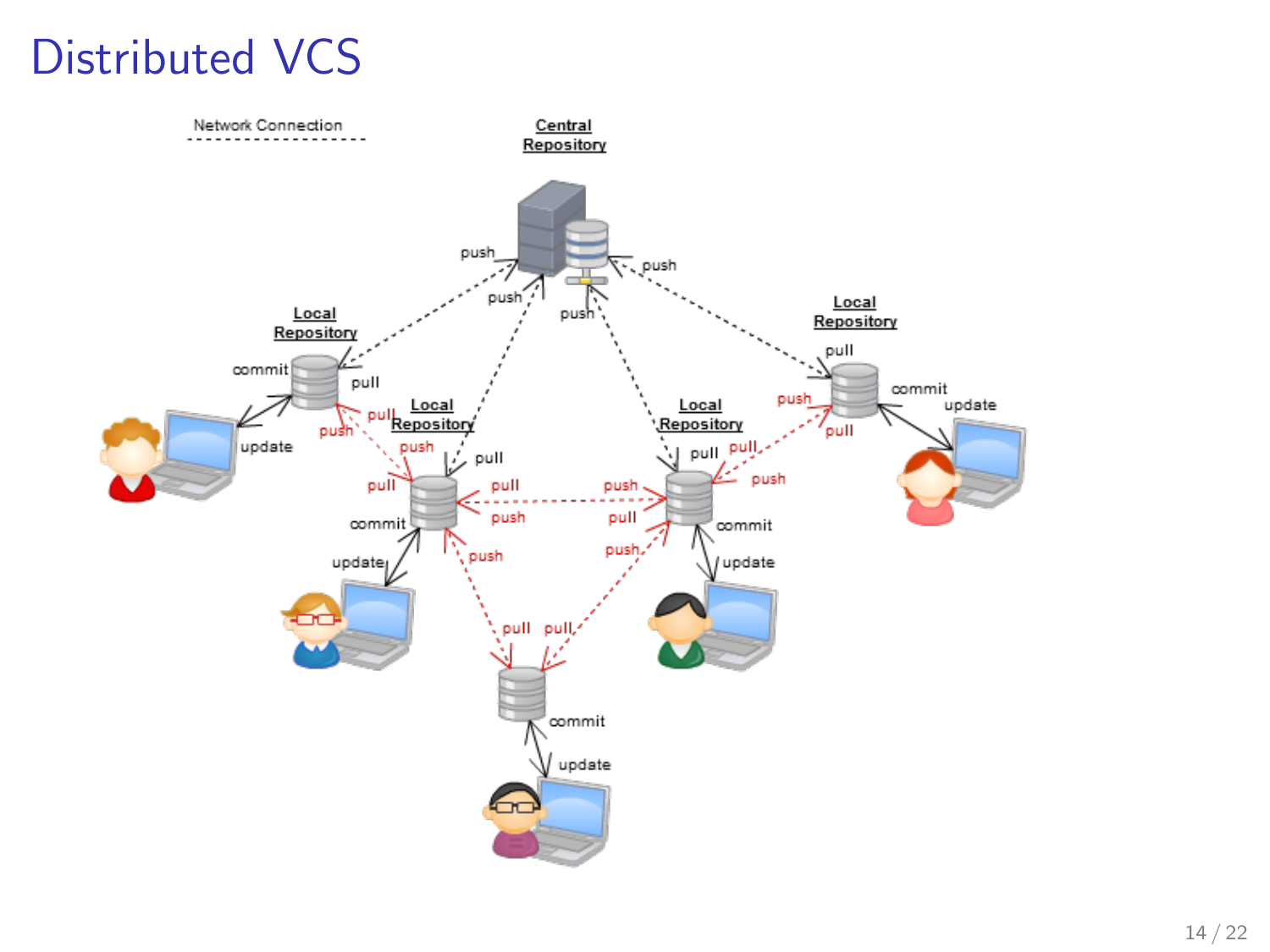# Distributed VCS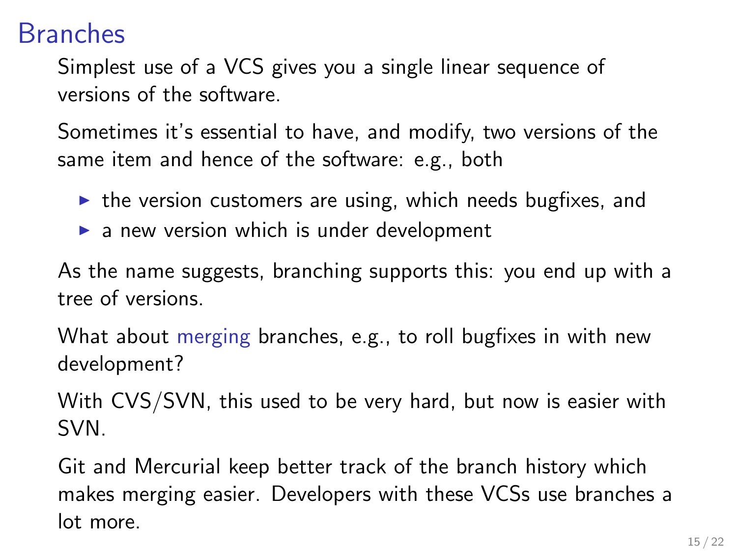# Branches

Simplest use of a VCS gives you a single linear sequence of versions of the software.

Sometimes it's essential to have, and modify, two versions of the same item and hence of the software: e.g., both

- the version customers are using, which needs bugfixes, and
- a new version which is under development

As the name suggests, branching supports this: you end up with a tree of versions.

What about merging branches, e.g., to roll bugfixes in with new development?

With CVS/SVN, this used to be very hard, but now is easier with SVN.

Git and Mercurial keep better track of the branch history which makes merging easier. Developers with these VCSs use branches a lot more.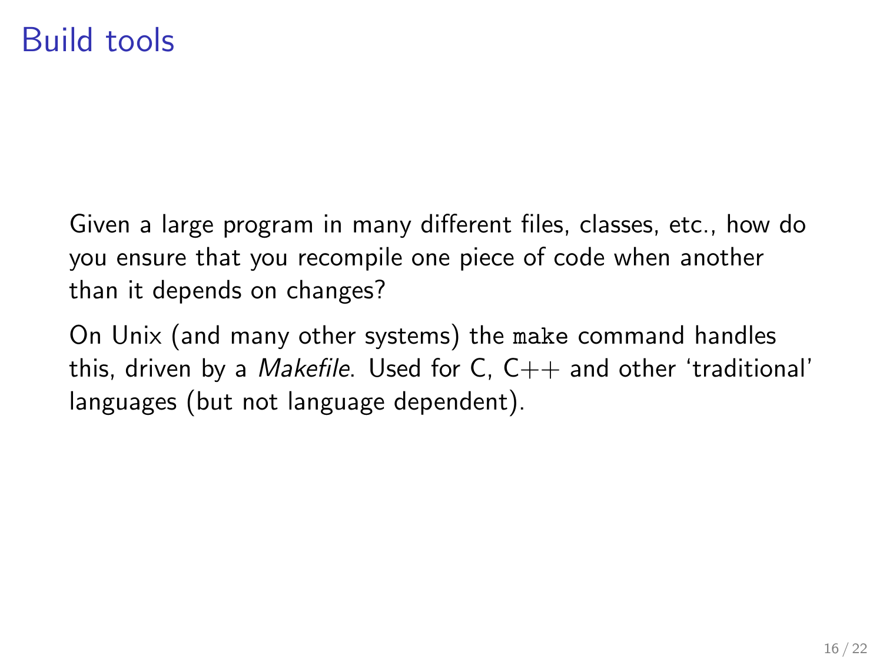# Build tools

Given a large program in many different files, classes, etc., how do you ensure that you recompile one piece of code when another than it depends on changes?

On Unix (and many other systems) the `make` command handles this, driven by a *Makefile*. Used for C, C++ and other 'traditional' languages (but not language dependent).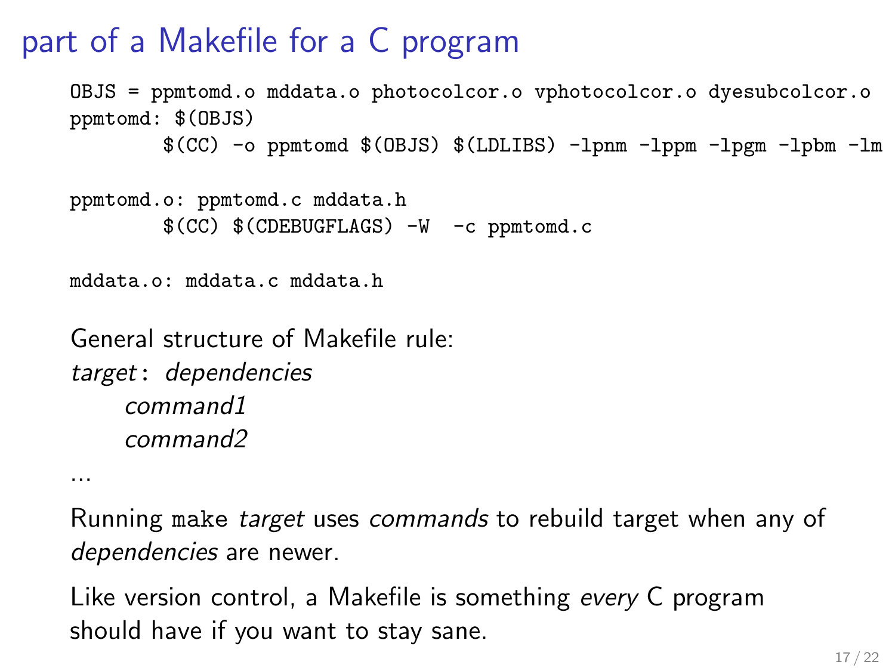# part of a Makefile for a C program

```
OBJS = ppmtomd.o mddata.o photocolcor.o vphotocolcor.o dyesubcolcor.o
ppmtomd: $(OBJS)
        $(CC) -o ppmtomd $(OBJS) $(LDLIBS) -lpnm -lppm -lpgm -lpbm -lm

ppmtomd.o: ppmtomd.c mddata.h
        $(CC) $(CDEBUGFLAGS) -W  -c ppmtomd.c

mddata.o: mddata.c mddata.h
```

General structure of Makefile rule:

*target*: *dependencies*
&nbsp;&nbsp;&nbsp;&nbsp;*command1*
&nbsp;&nbsp;&nbsp;&nbsp;*command2*

...

Running `make` *target* uses *commands* to rebuild target when any of *dependencies* are newer.

Like version control, a Makefile is something *every* C program should have if you want to stay sane.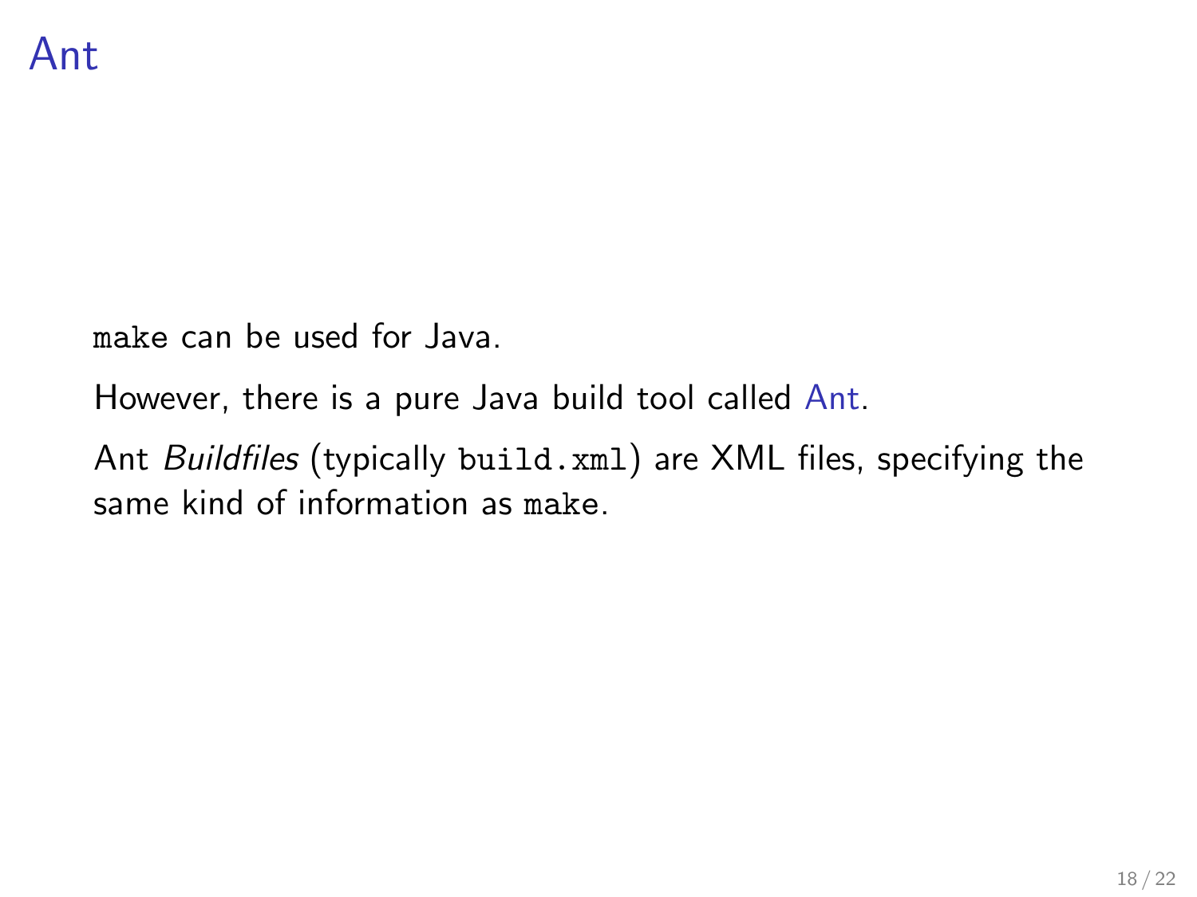# Ant

`make` can be used for Java.

However, there is a pure Java build tool called Ant.

Ant *Buildfiles* (typically `build.xml`) are XML files, specifying the same kind of information as `make`.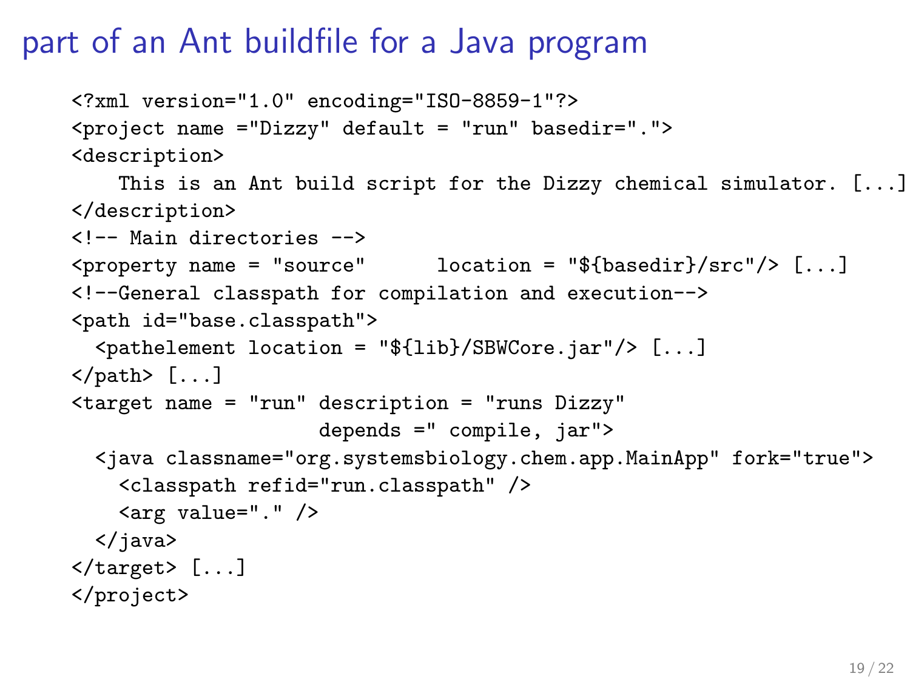# part of an Ant buildfile for a Java program

```
<?xml version="1.0" encoding="ISO-8859-1"?>
<project name ="Dizzy" default = "run" basedir=".">
<description>
    This is an Ant build script for the Dizzy chemical simulator. [...]
</description>
<!-- Main directories -->
<property name = "source"      location = "${basedir}/src"/> [...]
<!--General classpath for compilation and execution-->
<path id="base.classpath">
  <pathelement location = "${lib}/SBWCore.jar"/> [...]
</path> [...]
<target name = "run" description = "runs Dizzy"
                     depends =" compile, jar">
  <java classname="org.systemsbiology.chem.app.MainApp" fork="true">
    <classpath refid="run.classpath" />
    <arg value="." />
  </java>
</target> [...]
</project>
```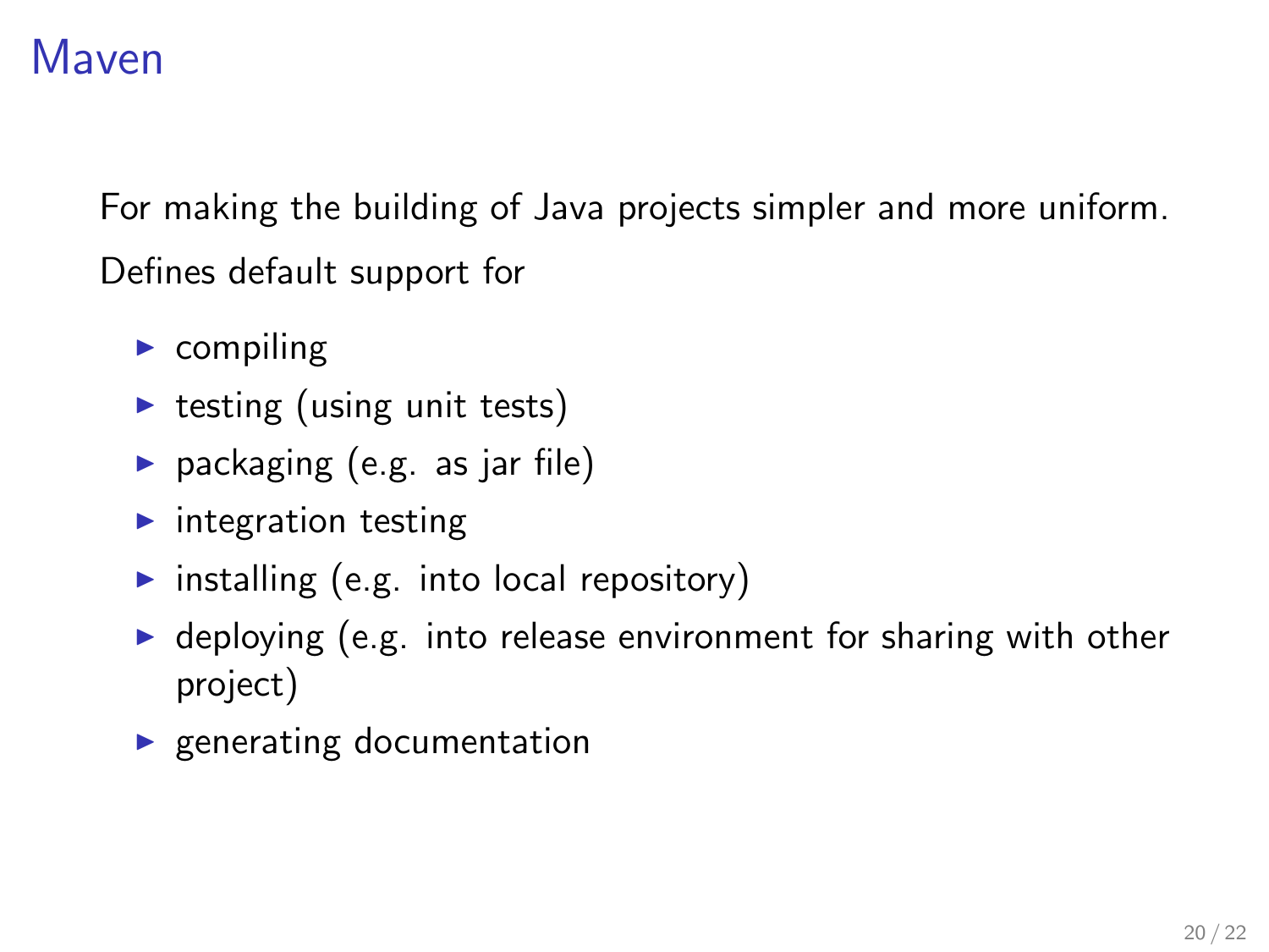# Maven

For making the building of Java projects simpler and more uniform.

Defines default support for

- compiling
- testing (using unit tests)
- packaging (e.g. as jar file)
- integration testing
- installing (e.g. into local repository)
- deploying (e.g. into release environment for sharing with other project)
- generating documentation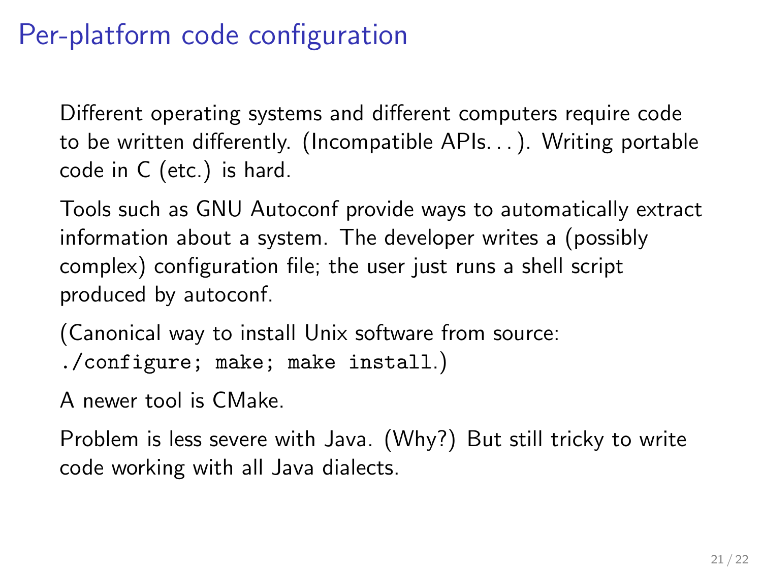# Per-platform code configuration

Different operating systems and different computers require code to be written differently. (Incompatible APIs. . . ). Writing portable code in C (etc.) is hard.

Tools such as GNU Autoconf provide ways to automatically extract information about a system. The developer writes a (possibly complex) configuration file; the user just runs a shell script produced by autoconf.

(Canonical way to install Unix software from source: `./configure; make; make install`.)

A newer tool is CMake.

Problem is less severe with Java. (Why?) But still tricky to write code working with all Java dialects.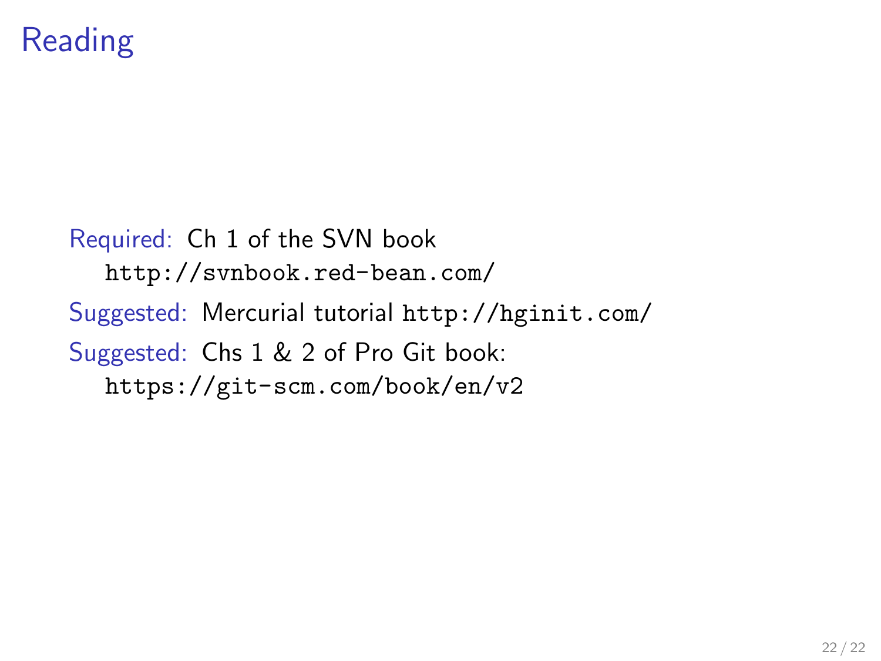# Reading

Required: Ch 1 of the SVN book
`http://svnbook.red-bean.com/`

Suggested: Mercurial tutorial `http://hginit.com/`

Suggested: Chs 1 & 2 of Pro Git book:
`https://git-scm.com/book/en/v2`